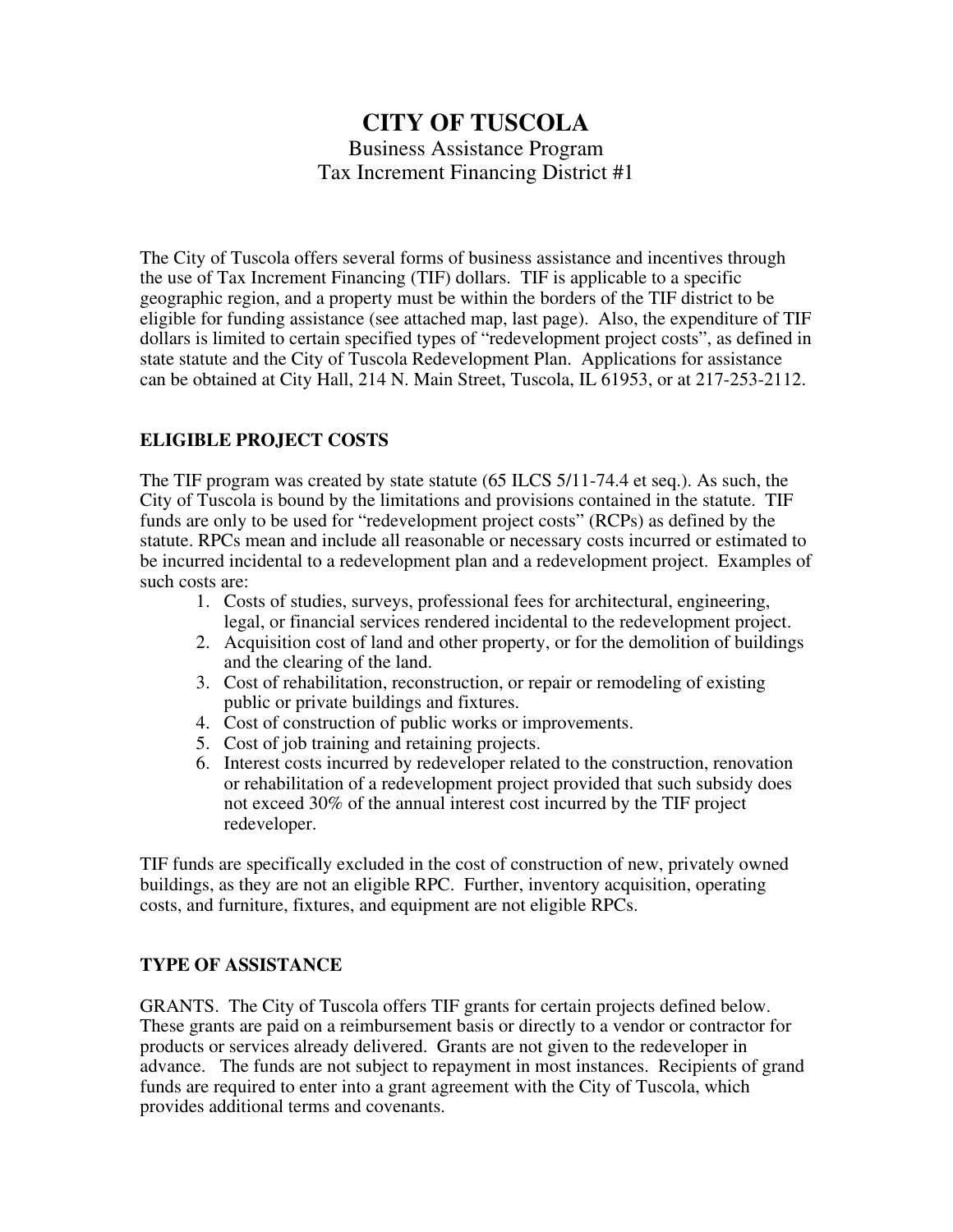# CITY OF TUSCOLA

Business Assistance Program
Tax Increment Financing District #1

The City of Tuscola offers several forms of business assistance and incentives through the use of Tax Increment Financing (TIF) dollars. TIF is applicable to a specific geographic region, and a property must be within the borders of the TIF district to be eligible for funding assistance (see attached map, last page). Also, the expenditure of TIF dollars is limited to certain specified types of "redevelopment project costs", as defined in state statute and the City of Tuscola Redevelopment Plan. Applications for assistance can be obtained at City Hall, 214 N. Main Street, Tuscola, IL 61953, or at 217-253-2112.

## ELIGIBLE PROJECT COSTS

The TIF program was created by state statute (65 ILCS 5/11-74.4 et seq.). As such, the City of Tuscola is bound by the limitations and provisions contained in the statute. TIF funds are only to be used for "redevelopment project costs" (RCPs) as defined by the statute. RPCs mean and include all reasonable or necessary costs incurred or estimated to be incurred incidental to a redevelopment plan and a redevelopment project. Examples of such costs are:

1. Costs of studies, surveys, professional fees for architectural, engineering, legal, or financial services rendered incidental to the redevelopment project.
2. Acquisition cost of land and other property, or for the demolition of buildings and the clearing of the land.
3. Cost of rehabilitation, reconstruction, or repair or remodeling of existing public or private buildings and fixtures.
4. Cost of construction of public works or improvements.
5. Cost of job training and retaining projects.
6. Interest costs incurred by redeveloper related to the construction, renovation or rehabilitation of a redevelopment project provided that such subsidy does not exceed 30% of the annual interest cost incurred by the TIF project redeveloper.

TIF funds are specifically excluded in the cost of construction of new, privately owned buildings, as they are not an eligible RPC. Further, inventory acquisition, operating costs, and furniture, fixtures, and equipment are not eligible RPCs.

## TYPE OF ASSISTANCE

GRANTS. The City of Tuscola offers TIF grants for certain projects defined below. These grants are paid on a reimbursement basis or directly to a vendor or contractor for products or services already delivered. Grants are not given to the redeveloper in advance. The funds are not subject to repayment in most instances. Recipients of grand funds are required to enter into a grant agreement with the City of Tuscola, which provides additional terms and covenants.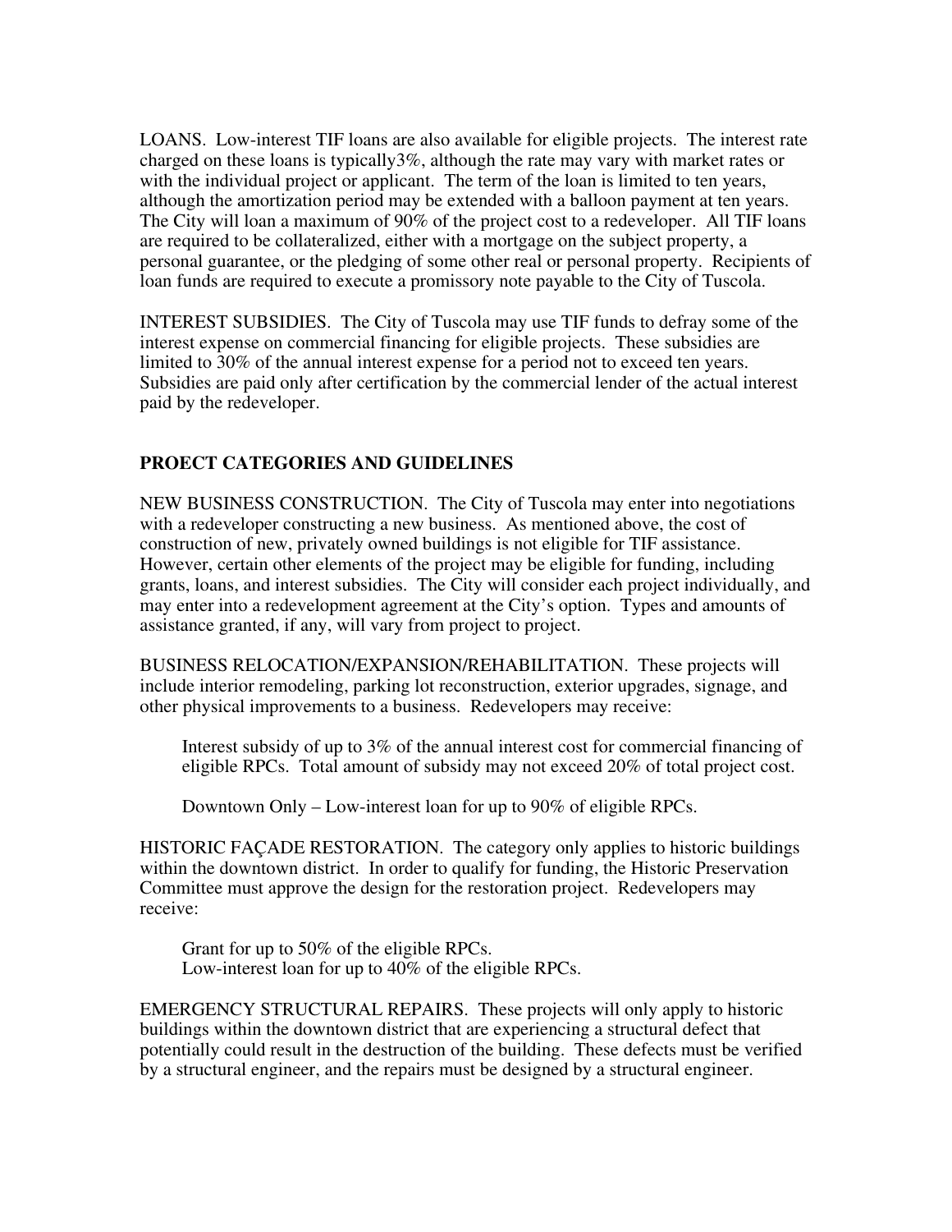LOANS. Low-interest TIF loans are also available for eligible projects. The interest rate charged on these loans is typically3%, although the rate may vary with market rates or with the individual project or applicant. The term of the loan is limited to ten years, although the amortization period may be extended with a balloon payment at ten years. The City will loan a maximum of 90% of the project cost to a redeveloper. All TIF loans are required to be collateralized, either with a mortgage on the subject property, a personal guarantee, or the pledging of some other real or personal property. Recipients of loan funds are required to execute a promissory note payable to the City of Tuscola.

INTEREST SUBSIDIES. The City of Tuscola may use TIF funds to defray some of the interest expense on commercial financing for eligible projects. These subsidies are limited to 30% of the annual interest expense for a period not to exceed ten years. Subsidies are paid only after certification by the commercial lender of the actual interest paid by the redeveloper.

## PROECT CATEGORIES AND GUIDELINES

NEW BUSINESS CONSTRUCTION. The City of Tuscola may enter into negotiations with a redeveloper constructing a new business. As mentioned above, the cost of construction of new, privately owned buildings is not eligible for TIF assistance. However, certain other elements of the project may be eligible for funding, including grants, loans, and interest subsidies. The City will consider each project individually, and may enter into a redevelopment agreement at the City's option. Types and amounts of assistance granted, if any, will vary from project to project.

BUSINESS RELOCATION/EXPANSION/REHABILITATION. These projects will include interior remodeling, parking lot reconstruction, exterior upgrades, signage, and other physical improvements to a business. Redevelopers may receive:

> Interest subsidy of up to 3% of the annual interest cost for commercial financing of eligible RPCs. Total amount of subsidy may not exceed 20% of total project cost.
>
> Downtown Only – Low-interest loan for up to 90% of eligible RPCs.

HISTORIC FAÇADE RESTORATION. The category only applies to historic buildings within the downtown district. In order to qualify for funding, the Historic Preservation Committee must approve the design for the restoration project. Redevelopers may receive:

> Grant for up to 50% of the eligible RPCs.
> Low-interest loan for up to 40% of the eligible RPCs.

EMERGENCY STRUCTURAL REPAIRS. These projects will only apply to historic buildings within the downtown district that are experiencing a structural defect that potentially could result in the destruction of the building. These defects must be verified by a structural engineer, and the repairs must be designed by a structural engineer.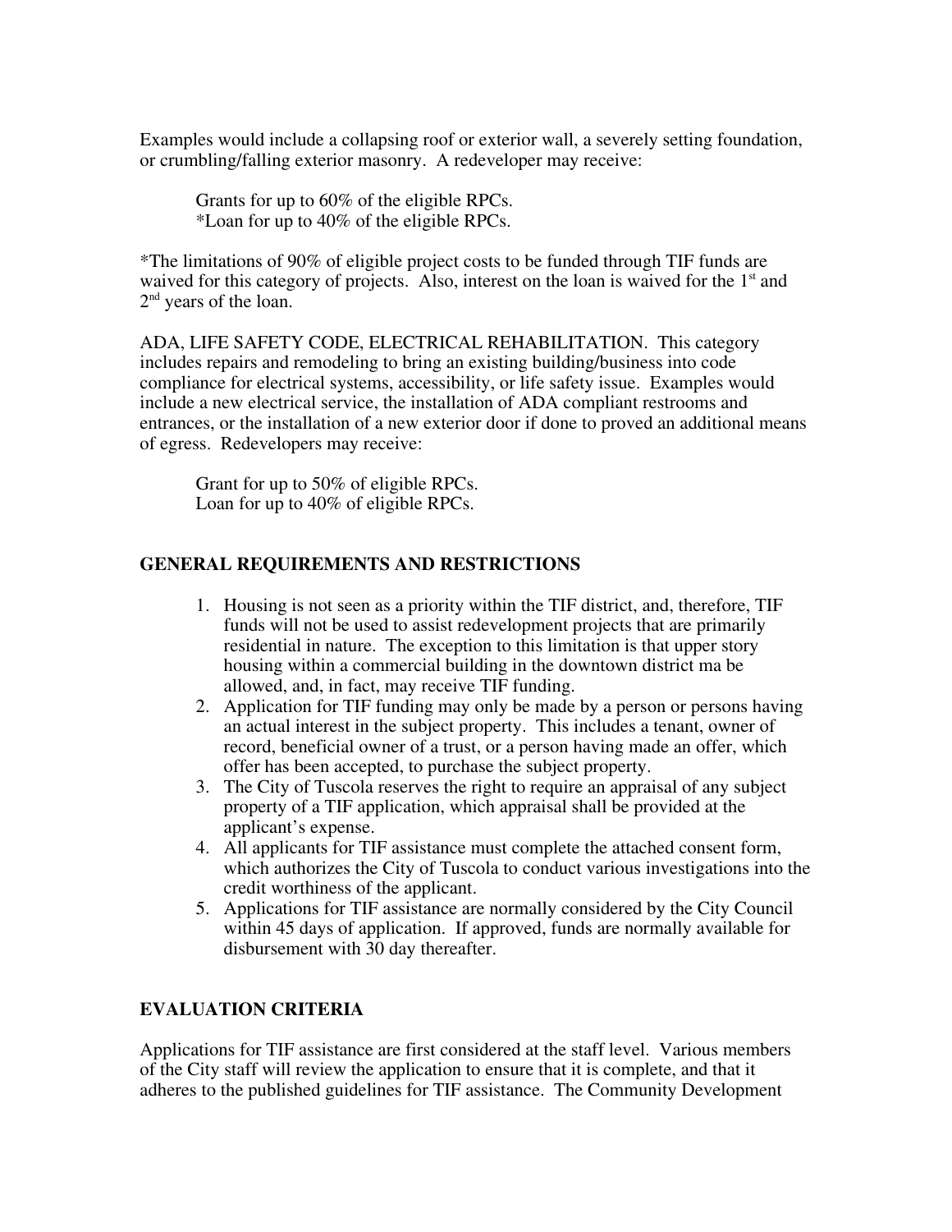Examples would include a collapsing roof or exterior wall, a severely setting foundation, or crumbling/falling exterior masonry. A redeveloper may receive:

Grants for up to 60% of the eligible RPCs.
*Loan for up to 40% of the eligible RPCs.

*The limitations of 90% of eligible project costs to be funded through TIF funds are waived for this category of projects. Also, interest on the loan is waived for the 1st and 2nd years of the loan.

ADA, LIFE SAFETY CODE, ELECTRICAL REHABILITATION. This category includes repairs and remodeling to bring an existing building/business into code compliance for electrical systems, accessibility, or life safety issue. Examples would include a new electrical service, the installation of ADA compliant restrooms and entrances, or the installation of a new exterior door if done to proved an additional means of egress. Redevelopers may receive:

Grant for up to 50% of eligible RPCs.
Loan for up to 40% of eligible RPCs.

## GENERAL REQUIREMENTS AND RESTRICTIONS

1. Housing is not seen as a priority within the TIF district, and, therefore, TIF funds will not be used to assist redevelopment projects that are primarily residential in nature. The exception to this limitation is that upper story housing within a commercial building in the downtown district ma be allowed, and, in fact, may receive TIF funding.
2. Application for TIF funding may only be made by a person or persons having an actual interest in the subject property. This includes a tenant, owner of record, beneficial owner of a trust, or a person having made an offer, which offer has been accepted, to purchase the subject property.
3. The City of Tuscola reserves the right to require an appraisal of any subject property of a TIF application, which appraisal shall be provided at the applicant's expense.
4. All applicants for TIF assistance must complete the attached consent form, which authorizes the City of Tuscola to conduct various investigations into the credit worthiness of the applicant.
5. Applications for TIF assistance are normally considered by the City Council within 45 days of application. If approved, funds are normally available for disbursement with 30 day thereafter.

## EVALUATION CRITERIA

Applications for TIF assistance are first considered at the staff level. Various members of the City staff will review the application to ensure that it is complete, and that it adheres to the published guidelines for TIF assistance. The Community Development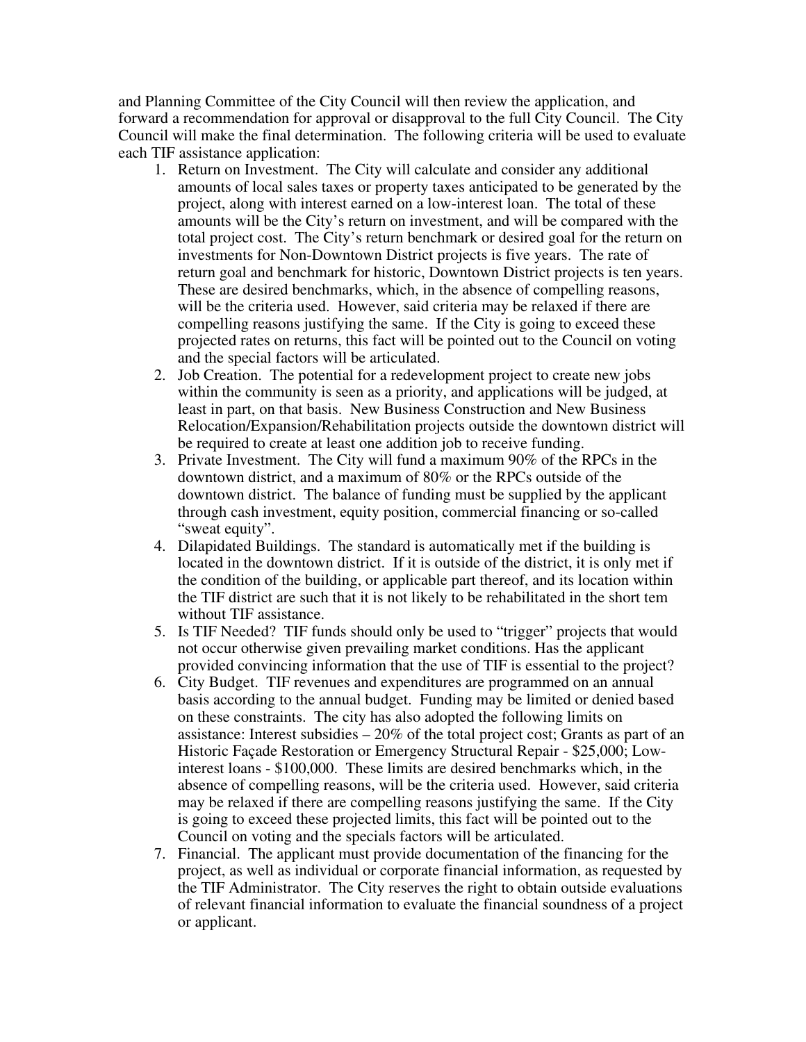and Planning Committee of the City Council will then review the application, and forward a recommendation for approval or disapproval to the full City Council. The City Council will make the final determination. The following criteria will be used to evaluate each TIF assistance application:

1. Return on Investment. The City will calculate and consider any additional amounts of local sales taxes or property taxes anticipated to be generated by the project, along with interest earned on a low-interest loan. The total of these amounts will be the City's return on investment, and will be compared with the total project cost. The City's return benchmark or desired goal for the return on investments for Non-Downtown District projects is five years. The rate of return goal and benchmark for historic, Downtown District projects is ten years. These are desired benchmarks, which, in the absence of compelling reasons, will be the criteria used. However, said criteria may be relaxed if there are compelling reasons justifying the same. If the City is going to exceed these projected rates on returns, this fact will be pointed out to the Council on voting and the special factors will be articulated.
2. Job Creation. The potential for a redevelopment project to create new jobs within the community is seen as a priority, and applications will be judged, at least in part, on that basis. New Business Construction and New Business Relocation/Expansion/Rehabilitation projects outside the downtown district will be required to create at least one addition job to receive funding.
3. Private Investment. The City will fund a maximum 90% of the RPCs in the downtown district, and a maximum of 80% or the RPCs outside of the downtown district. The balance of funding must be supplied by the applicant through cash investment, equity position, commercial financing or so-called "sweat equity".
4. Dilapidated Buildings. The standard is automatically met if the building is located in the downtown district. If it is outside of the district, it is only met if the condition of the building, or applicable part thereof, and its location within the TIF district are such that it is not likely to be rehabilitated in the short tem without TIF assistance.
5. Is TIF Needed? TIF funds should only be used to "trigger" projects that would not occur otherwise given prevailing market conditions. Has the applicant provided convincing information that the use of TIF is essential to the project?
6. City Budget. TIF revenues and expenditures are programmed on an annual basis according to the annual budget. Funding may be limited or denied based on these constraints. The city has also adopted the following limits on assistance: Interest subsidies – 20% of the total project cost; Grants as part of an Historic Façade Restoration or Emergency Structural Repair - $25,000; Low-interest loans - $100,000. These limits are desired benchmarks which, in the absence of compelling reasons, will be the criteria used. However, said criteria may be relaxed if there are compelling reasons justifying the same. If the City is going to exceed these projected limits, this fact will be pointed out to the Council on voting and the specials factors will be articulated.
7. Financial. The applicant must provide documentation of the financing for the project, as well as individual or corporate financial information, as requested by the TIF Administrator. The City reserves the right to obtain outside evaluations of relevant financial information to evaluate the financial soundness of a project or applicant.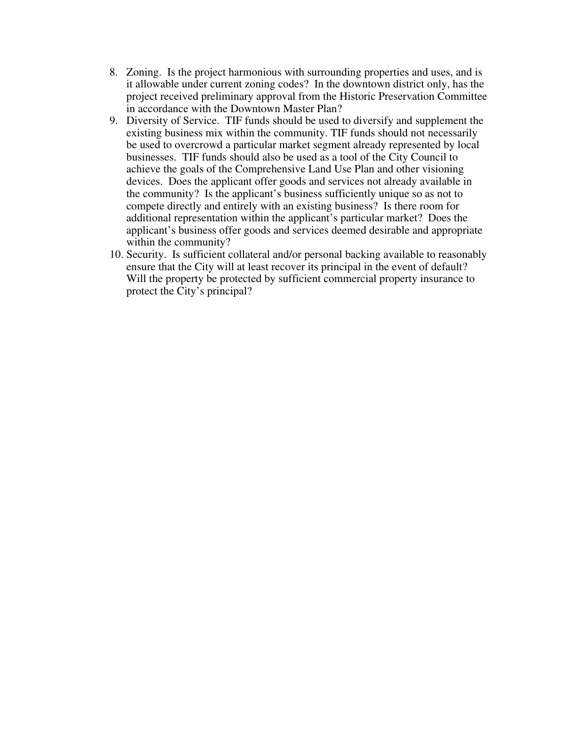8. Zoning. Is the project harmonious with surrounding properties and uses, and is it allowable under current zoning codes? In the downtown district only, has the project received preliminary approval from the Historic Preservation Committee in accordance with the Downtown Master Plan?
9. Diversity of Service. TIF funds should be used to diversify and supplement the existing business mix within the community. TIF funds should not necessarily be used to overcrowd a particular market segment already represented by local businesses. TIF funds should also be used as a tool of the City Council to achieve the goals of the Comprehensive Land Use Plan and other visioning devices. Does the applicant offer goods and services not already available in the community? Is the applicant's business sufficiently unique so as not to compete directly and entirely with an existing business? Is there room for additional representation within the applicant's particular market? Does the applicant's business offer goods and services deemed desirable and appropriate within the community?
10. Security. Is sufficient collateral and/or personal backing available to reasonably ensure that the City will at least recover its principal in the event of default? Will the property be protected by sufficient commercial property insurance to protect the City's principal?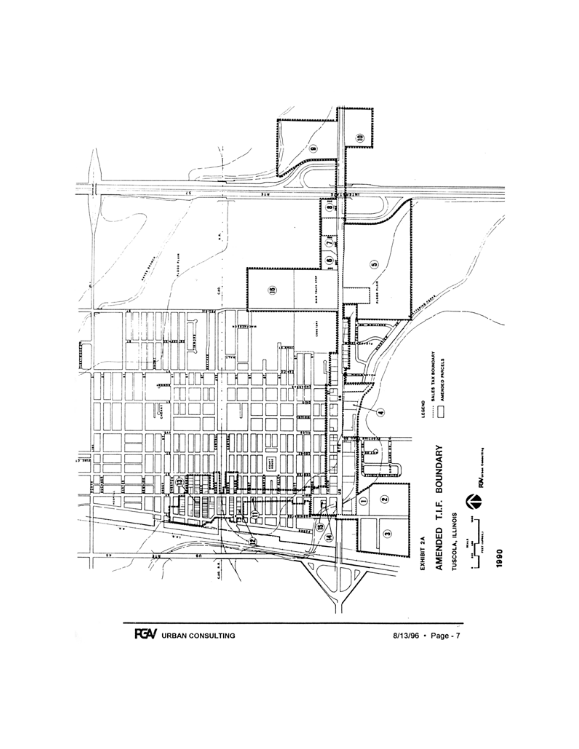EXHIBIT 2A

AMENDED T.I.F. BOUNDARY

TUSCOLA, ILLINOIS

1990

LEGEND

SALES TAX BOUNDARY

AMENDED PARCELS

1 2 3 4 5 6 7 8 9 10 11 12 13 14 15 16

INTERSTATE 57

US RTE 45

US RTE 36

FLOOD PLAIN

CEMETERY

COURT HOUSE

DIXIE TRUCK STOP

URBAN CONSULTING